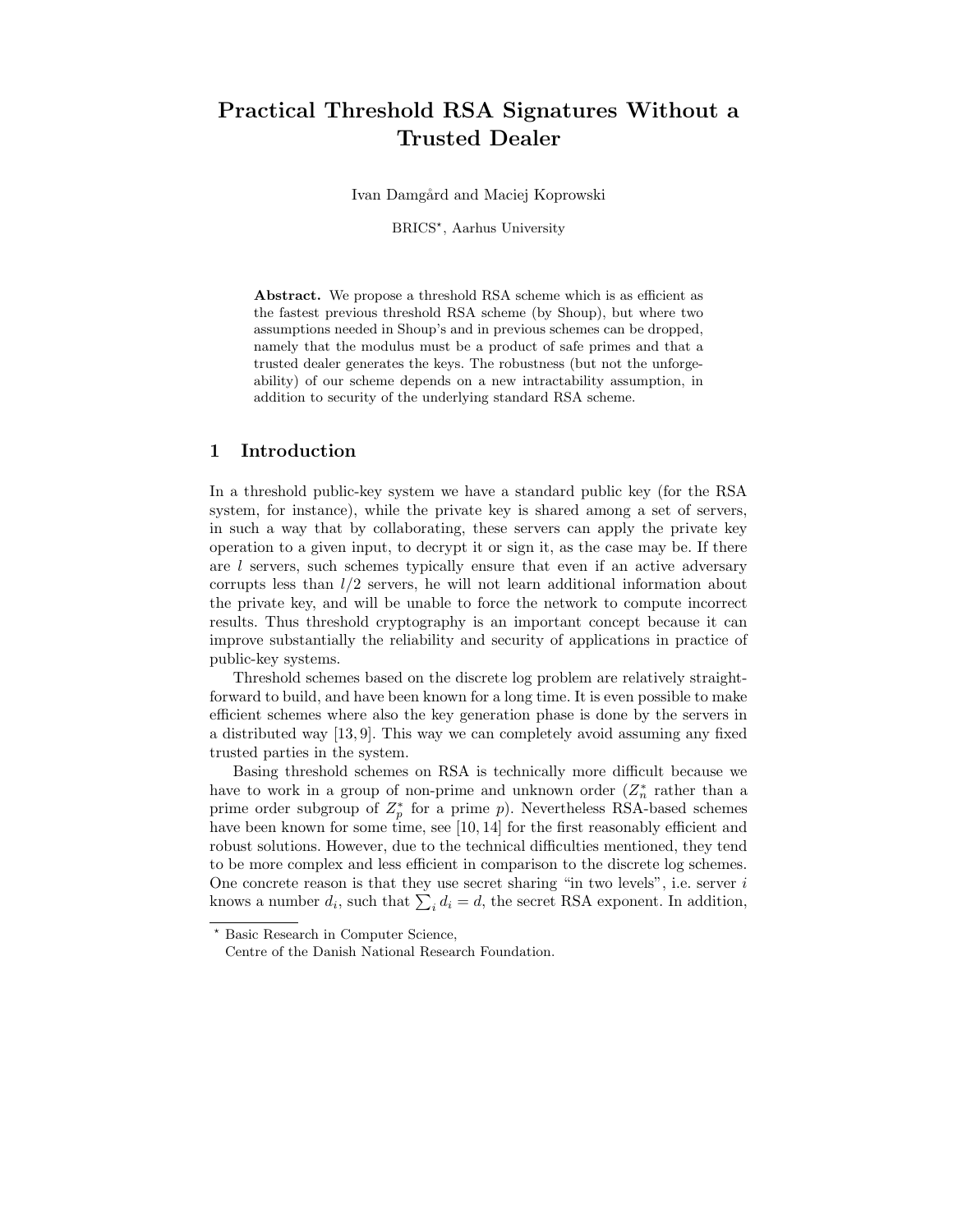# Practical Threshold RSA Signatures Without a Trusted Dealer

Ivan Damgård and Maciej Koprowski

BRICS*, Aarhus University

**Abstract.** We propose a threshold RSA scheme which is as efficient as the fastest previous threshold RSA scheme (by Shoup), but where two assumptions needed in Shoup's and in previous schemes can be dropped, namely that the modulus must be a product of safe primes and that a trusted dealer generates the keys. The robustness (but not the unforgeability) of our scheme depends on a new intractability assumption, in addition to security of the underlying standard RSA scheme.

## 1 Introduction

In a threshold public-key system we have a standard public key (for the RSA system, for instance), while the private key is shared among a set of servers, in such a way that by collaborating, these servers can apply the private key operation to a given input, to decrypt it or sign it, as the case may be. If there are $l$ servers, such schemes typically ensure that even if an active adversary corrupts less than $l/2$ servers, he will not learn additional information about the private key, and will be unable to force the network to compute incorrect results. Thus threshold cryptography is an important concept because it can improve substantially the reliability and security of applications in practice of public-key systems.

Threshold schemes based on the discrete log problem are relatively straightforward to build, and have been known for a long time. It is even possible to make efficient schemes where also the key generation phase is done by the servers in a distributed way [13, 9]. This way we can completely avoid assuming any fixed trusted parties in the system.

Basing threshold schemes on RSA is technically more difficult because we have to work in a group of non-prime and unknown order ($Z_n^*$ rather than a prime order subgroup of $Z_p^*$ for a prime $p$). Nevertheless RSA-based schemes have been known for some time, see [10, 14] for the first reasonably efficient and robust solutions. However, due to the technical difficulties mentioned, they tend to be more complex and less efficient in comparison to the discrete log schemes. One concrete reason is that they use secret sharing "in two levels", i.e. server $i$ knows a number $d_i$, such that $\sum_i d_i = d$, the secret RSA exponent. In addition,

---

* Basic Research in Computer Science,
Centre of the Danish National Research Foundation.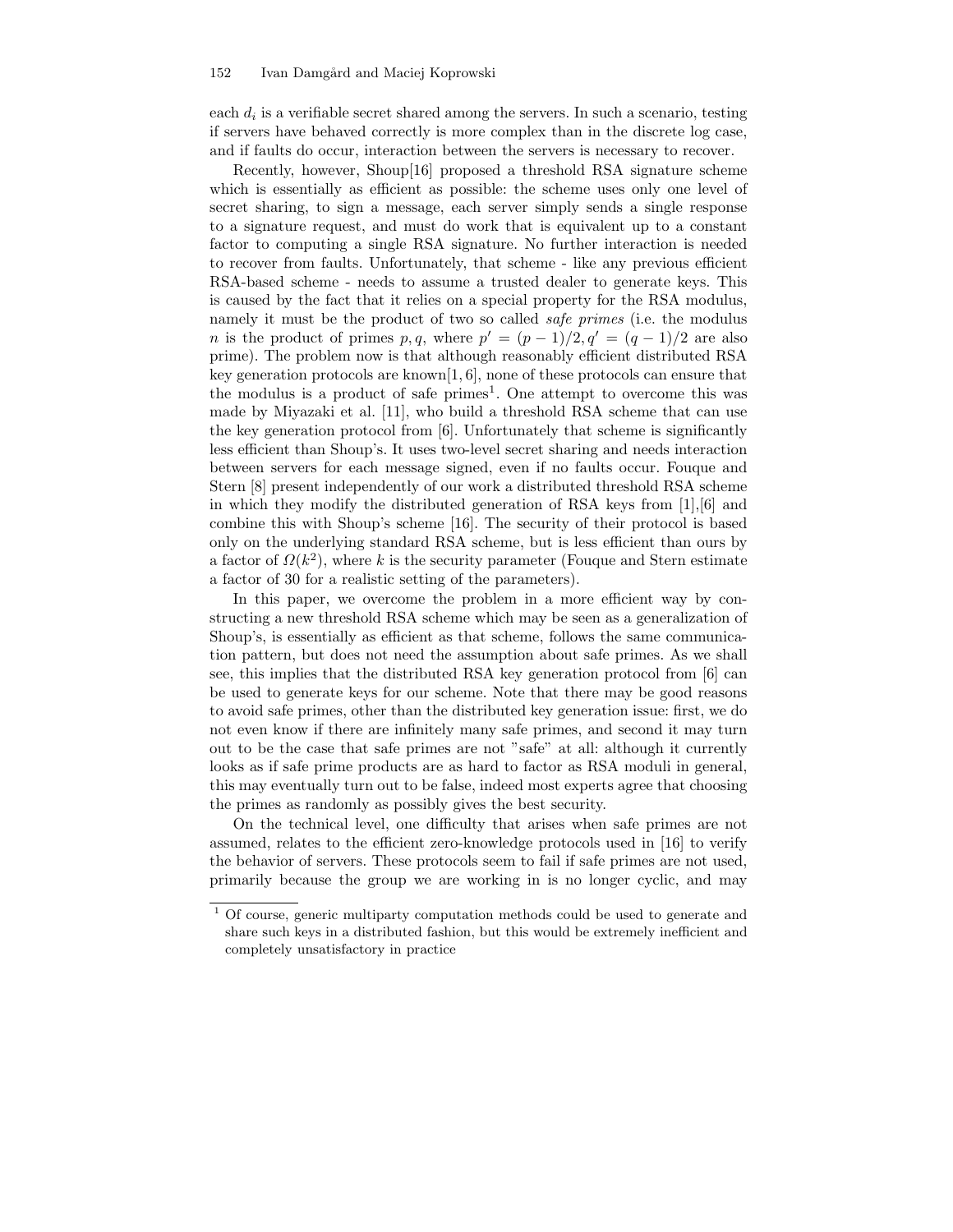each $d_i$ is a verifiable secret shared among the servers. In such a scenario, testing if servers have behaved correctly is more complex than in the discrete log case, and if faults do occur, interaction between the servers is necessary to recover.

Recently, however, Shoup[16] proposed a threshold RSA signature scheme which is essentially as efficient as possible: the scheme uses only one level of secret sharing, to sign a message, each server simply sends a single response to a signature request, and must do work that is equivalent up to a constant factor to computing a single RSA signature. No further interaction is needed to recover from faults. Unfortunately, that scheme - like any previous efficient RSA-based scheme - needs to assume a trusted dealer to generate keys. This is caused by the fact that it relies on a special property for the RSA modulus, namely it must be the product of two so called *safe primes* (i.e. the modulus $n$ is the product of primes $p, q$, where $p' = (p-1)/2, q' = (q-1)/2$ are also prime). The problem now is that although reasonably efficient distributed RSA key generation protocols are known[1, 6], none of these protocols can ensure that the modulus is a product of safe primes[1]. One attempt to overcome this was made by Miyazaki et al. [11], who build a threshold RSA scheme that can use the key generation protocol from [6]. Unfortunately that scheme is significantly less efficient than Shoup's. It uses two-level secret sharing and needs interaction between servers for each message signed, even if no faults occur. Fouque and Stern [8] present independently of our work a distributed threshold RSA scheme in which they modify the distributed generation of RSA keys from [1],[6] and combine this with Shoup's scheme [16]. The security of their protocol is based only on the underlying standard RSA scheme, but is less efficient than ours by a factor of $\Omega(k^2)$, where $k$ is the security parameter (Fouque and Stern estimate a factor of 30 for a realistic setting of the parameters).

In this paper, we overcome the problem in a more efficient way by constructing a new threshold RSA scheme which may be seen as a generalization of Shoup's, is essentially as efficient as that scheme, follows the same communication pattern, but does not need the assumption about safe primes. As we shall see, this implies that the distributed RSA key generation protocol from [6] can be used to generate keys for our scheme. Note that there may be good reasons to avoid safe primes, other than the distributed key generation issue: first, we do not even know if there are infinitely many safe primes, and second it may turn out to be the case that safe primes are not "safe" at all: although it currently looks as if safe prime products are as hard to factor as RSA moduli in general, this may eventually turn out to be false, indeed most experts agree that choosing the primes as randomly as possibly gives the best security.

On the technical level, one difficulty that arises when safe primes are not assumed, relates to the efficient zero-knowledge protocols used in [16] to verify the behavior of servers. These protocols seem to fail if safe primes are not used, primarily because the group we are working in is no longer cyclic, and may

[1] Of course, generic multiparty computation methods could be used to generate and share such keys in a distributed fashion, but this would be extremely inefficient and completely unsatisfactory in practice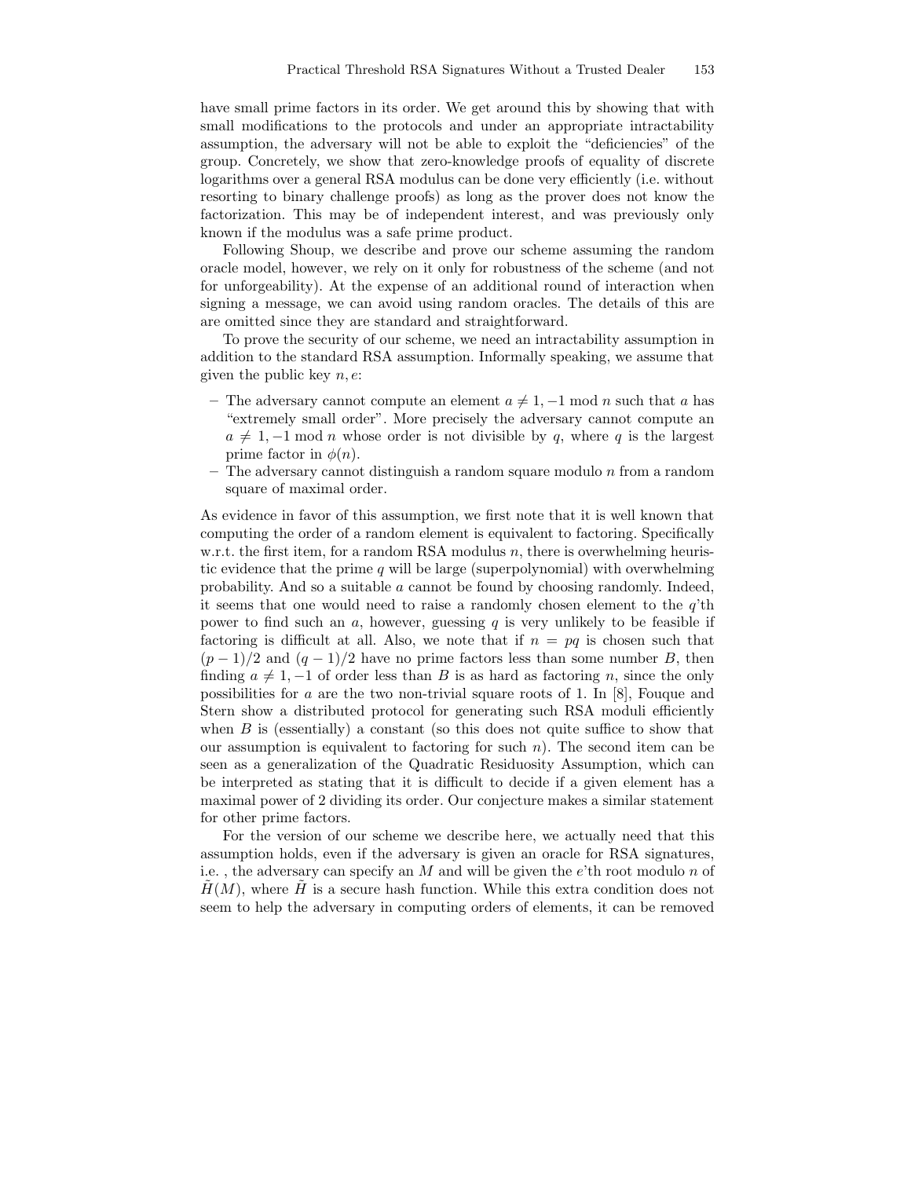have small prime factors in its order. We get around this by showing that with small modifications to the protocols and under an appropriate intractability assumption, the adversary will not be able to exploit the "deficiencies" of the group. Concretely, we show that zero-knowledge proofs of equality of discrete logarithms over a general RSA modulus can be done very efficiently (i.e. without resorting to binary challenge proofs) as long as the prover does not know the factorization. This may be of independent interest, and was previously only known if the modulus was a safe prime product.

Following Shoup, we describe and prove our scheme assuming the random oracle model, however, we rely on it only for robustness of the scheme (and not for unforgeability). At the expense of an additional round of interaction when signing a message, we can avoid using random oracles. The details of this are are omitted since they are standard and straightforward.

To prove the security of our scheme, we need an intractability assumption in addition to the standard RSA assumption. Informally speaking, we assume that given the public key $n, e$:

- The adversary cannot compute an element $a \neq 1, -1 \bmod n$ such that $a$ has "extremely small order". More precisely the adversary cannot compute an $a \neq 1, -1 \bmod n$ whose order is not divisible by $q$, where $q$ is the largest prime factor in $\phi(n)$.
- The adversary cannot distinguish a random square modulo $n$ from a random square of maximal order.

As evidence in favor of this assumption, we first note that it is well known that computing the order of a random element is equivalent to factoring. Specifically w.r.t. the first item, for a random RSA modulus $n$, there is overwhelming heuristic evidence that the prime $q$ will be large (superpolynomial) with overwhelming probability. And so a suitable $a$ cannot be found by choosing randomly. Indeed, it seems that one would need to raise a randomly chosen element to the $q$'th power to find such an $a$, however, guessing $q$ is very unlikely to be feasible if factoring is difficult at all. Also, we note that if $n = pq$ is chosen such that $(p-1)/2$ and $(q-1)/2$ have no prime factors less than some number $B$, then finding $a \neq 1, -1$ of order less than $B$ is as hard as factoring $n$, since the only possibilities for $a$ are the two non-trivial square roots of 1. In [8], Fouque and Stern show a distributed protocol for generating such RSA moduli efficiently when $B$ is (essentially) a constant (so this does not quite suffice to show that our assumption is equivalent to factoring for such $n$). The second item can be seen as a generalization of the Quadratic Residuosity Assumption, which can be interpreted as stating that it is difficult to decide if a given element has a maximal power of 2 dividing its order. Our conjecture makes a similar statement for other prime factors.

For the version of our scheme we describe here, we actually need that this assumption holds, even if the adversary is given an oracle for RSA signatures, i.e. , the adversary can specify an $M$ and will be given the $e$'th root modulo $n$ of $\tilde{H}(M)$, where $\tilde{H}$ is a secure hash function. While this extra condition does not seem to help the adversary in computing orders of elements, it can be removed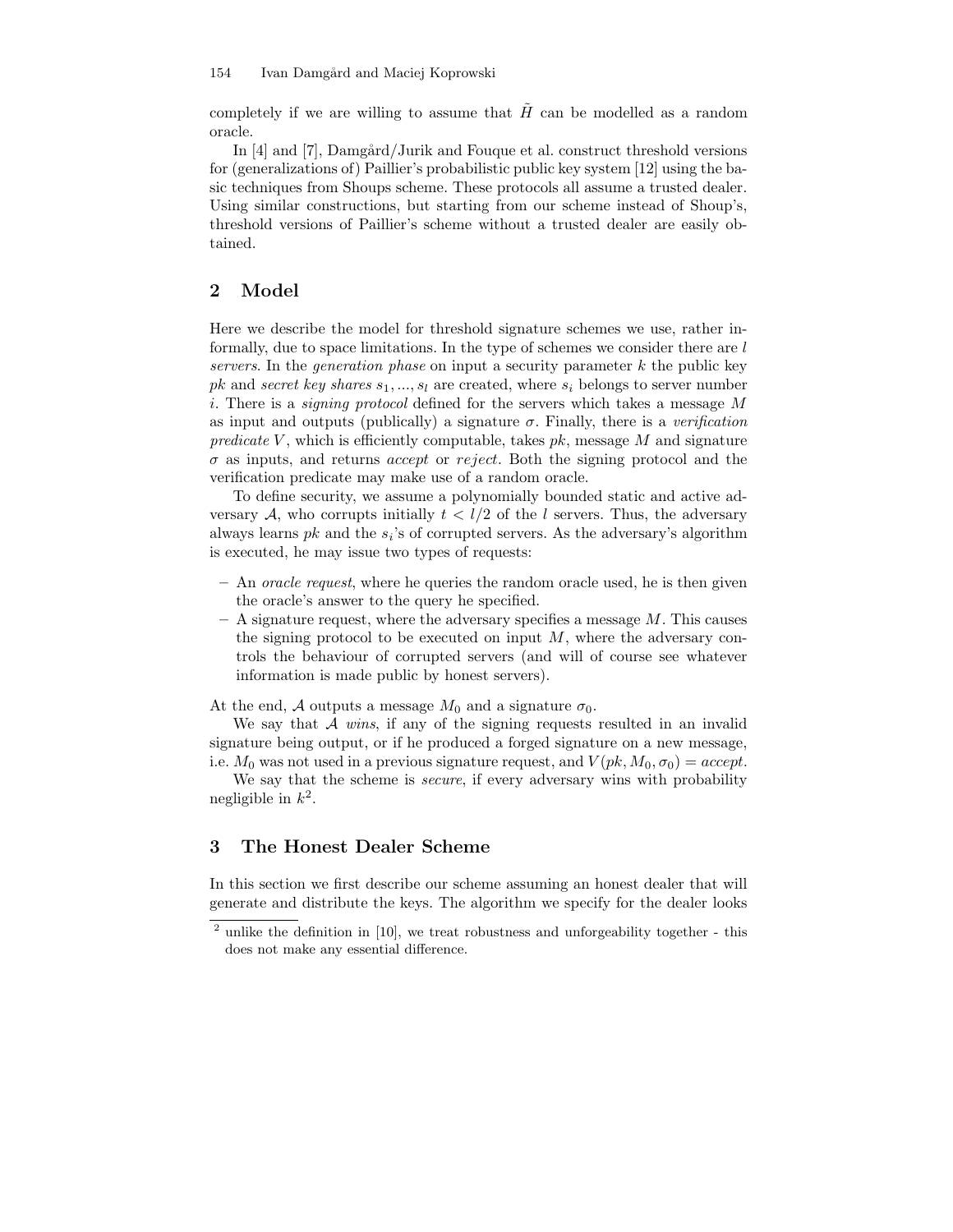completely if we are willing to assume that $\tilde{H}$ can be modelled as a random oracle.

In [4] and [7], Damgård/Jurik and Fouque et al. construct threshold versions for (generalizations of) Paillier's probabilistic public key system [12] using the basic techniques from Shoups scheme. These protocols all assume a trusted dealer. Using similar constructions, but starting from our scheme instead of Shoup's, threshold versions of Paillier's scheme without a trusted dealer are easily obtained.

## 2 Model

Here we describe the model for threshold signature schemes we use, rather informally, due to space limitations. In the type of schemes we consider there are $l$ *servers*. In the *generation phase* on input a security parameter $k$ the public key $pk$ and *secret key shares* $s_1, ..., s_l$ are created, where $s_i$ belongs to server number $i$. There is a *signing protocol* defined for the servers which takes a message $M$ as input and outputs (publically) a signature $\sigma$. Finally, there is a *verification predicate* $V$, which is efficiently computable, takes $pk$, message $M$ and signature $\sigma$ as inputs, and returns *accept* or *reject*. Both the signing protocol and the verification predicate may make use of a random oracle.

To define security, we assume a polynomially bounded static and active adversary $\mathcal{A}$, who corrupts initially $t < l/2$ of the $l$ servers. Thus, the adversary always learns $pk$ and the $s_i$'s of corrupted servers. As the adversary's algorithm is executed, he may issue two types of requests:

- An *oracle request*, where he queries the random oracle used, he is then given the oracle's answer to the query he specified.
- A signature request, where the adversary specifies a message $M$. This causes the signing protocol to be executed on input $M$, where the adversary controls the behaviour of corrupted servers (and will of course see whatever information is made public by honest servers).

At the end, $\mathcal{A}$ outputs a message $M_0$ and a signature $\sigma_0$.

We say that $\mathcal{A}$ *wins*, if any of the signing requests resulted in an invalid signature being output, or if he produced a forged signature on a new message, i.e. $M_0$ was not used in a previous signature request, and $V(pk, M_0, \sigma_0) = accept$.

We say that the scheme is *secure*, if every adversary wins with probability negligible in $k$[2].

## 3 The Honest Dealer Scheme

In this section we first describe our scheme assuming an honest dealer that will generate and distribute the keys. The algorithm we specify for the dealer looks

[2] unlike the definition in [10], we treat robustness and unforgeability together - this does not make any essential difference.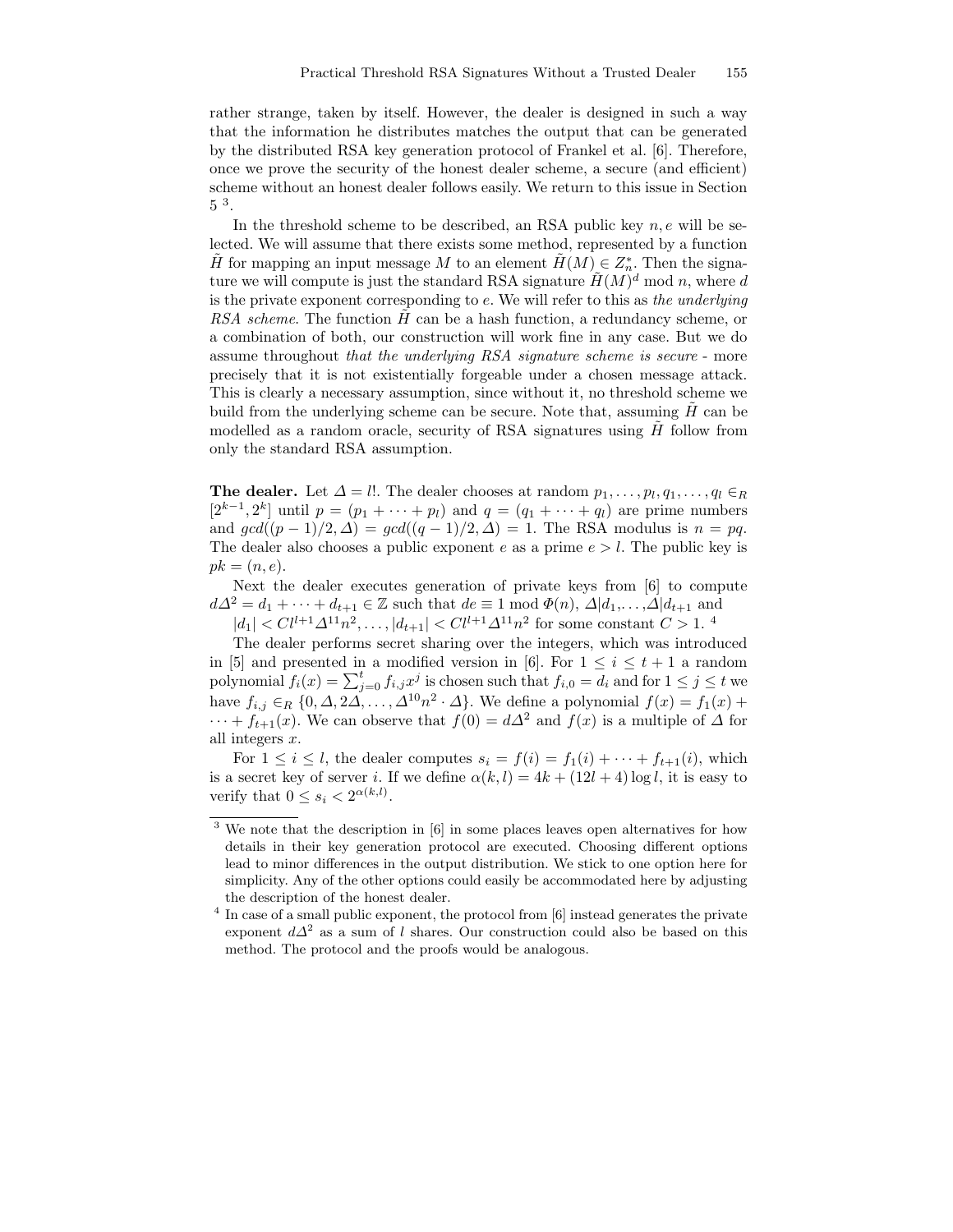rather strange, taken by itself. However, the dealer is designed in such a way that the information he distributes matches the output that can be generated by the distributed RSA key generation protocol of Frankel et al. [6]. Therefore, once we prove the security of the honest dealer scheme, a secure (and efficient) scheme without an honest dealer follows easily. We return to this issue in Section 5 [3].

In the threshold scheme to be described, an RSA public key $n, e$ will be selected. We will assume that there exists some method, represented by a function $\tilde{H}$ for mapping an input message $M$ to an element $\tilde{H}(M) \in Z_n^*$. Then the signature we will compute is just the standard RSA signature $\tilde{H}(M)^d \bmod n$, where $d$ is the private exponent corresponding to $e$. We will refer to this as *the underlying RSA scheme*. The function $\tilde{H}$ can be a hash function, a redundancy scheme, or a combination of both, our construction will work fine in any case. But we do assume throughout *that the underlying RSA signature scheme is secure* - more precisely that it is not existentially forgeable under a chosen message attack. This is clearly a necessary assumption, since without it, no threshold scheme we build from the underlying scheme can be secure. Note that, assuming $\tilde{H}$ can be modelled as a random oracle, security of RSA signatures using $\tilde{H}$ follow from only the standard RSA assumption.

**The dealer.** Let $\Delta = l!$. The dealer chooses at random $p_1, \dots, p_l, q_1, \dots, q_l \in_R [2^{k-1}, 2^k]$ until $p = (p_1 + \cdots + p_l)$ and $q = (q_1 + \cdots + q_l)$ are prime numbers and $gcd((p-1)/2, \Delta) = gcd((q-1)/2, \Delta) = 1$. The RSA modulus is $n = pq$. The dealer also chooses a public exponent $e$ as a prime $e > l$. The public key is $pk = (n, e)$.

Next the dealer executes generation of private keys from [6] to compute $d\Delta^2 = d_1 + \cdots + d_{t+1} \in \mathbb{Z}$ such that $de \equiv 1 \bmod \Phi(n)$, $\Delta | d_1, \dots, \Delta | d_{t+1}$ and $|d_1| < Cl^{l+1}\Delta^{11}n^2, \dots, |d_{t+1}| < Cl^{l+1}\Delta^{11}n^2$ for some constant $C > 1$. [4]

The dealer performs secret sharing over the integers, which was introduced in [5] and presented in a modified version in [6]. For $1 \leq i \leq t+1$ a random polynomial $f_i(x) = \sum_{j=0}^{t} f_{i,j}x^j$ is chosen such that $f_{i,0} = d_i$ and for $1 \leq j \leq t$ we have $f_{i,j} \in_R \{0, \Delta, 2\Delta, \dots, \Delta^{10}n^2 \cdot \Delta\}$. We define a polynomial $f(x) = f_1(x) + \cdots + f_{t+1}(x)$. We can observe that $f(0) = d\Delta^2$ and $f(x)$ is a multiple of $\Delta$ for all integers $x$.

For $1 \leq i \leq l$, the dealer computes $s_i = f(i) = f_1(i) + \cdots + f_{t+1}(i)$, which is a secret key of server $i$. If we define $\alpha(k, l) = 4k + (12l + 4)\log l$, it is easy to verify that $0 \leq s_i < 2^{\alpha(k,l)}$.

---

[3] We note that the description in [6] in some places leaves open alternatives for how details in their key generation protocol are executed. Choosing different options lead to minor differences in the output distribution. We stick to one option here for simplicity. Any of the other options could easily be accommodated here by adjusting the description of the honest dealer.

[4] In case of a small public exponent, the protocol from [6] instead generates the private exponent $d\Delta^2$ as a sum of $l$ shares. Our construction could also be based on this method. The protocol and the proofs would be analogous.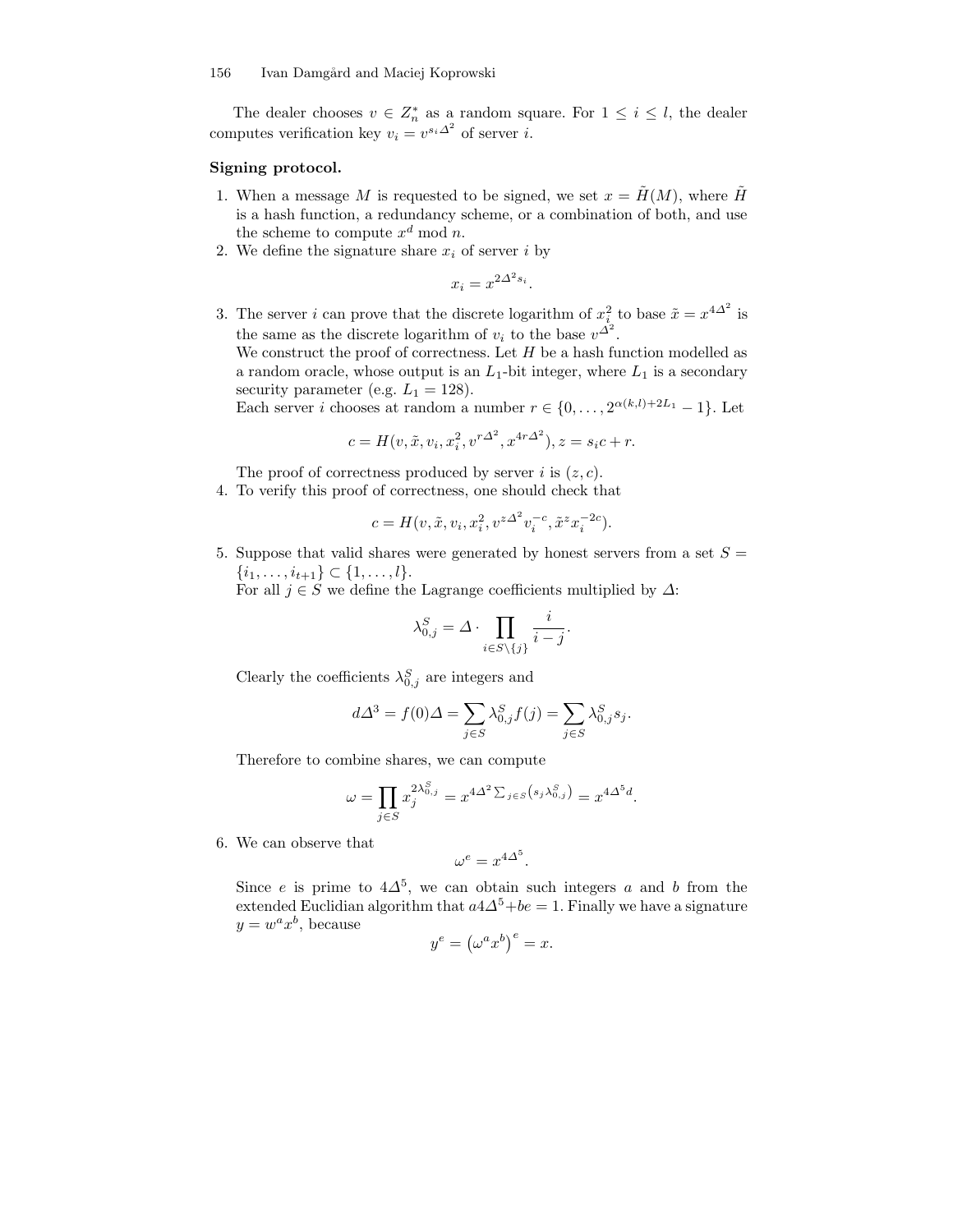The dealer chooses $v \in Z_n^*$ as a random square. For $1 \leq i \leq l$, the dealer computes verification key $v_i = v^{s_i \Delta^2}$ of server $i$.

**Signing protocol.**

1. When a message $M$ is requested to be signed, we set $x = \tilde{H}(M)$, where $\tilde{H}$ is a hash function, a redundancy scheme, or a combination of both, and use the scheme to compute $x^d \bmod n$.
2. We define the signature share $x_i$ of server $i$ by
$$x_i = x^{2\Delta^2 s_i}.$$
3. The server $i$ can prove that the discrete logarithm of $x_i^2$ to base $\tilde{x} = x^{4\Delta^2}$ is the same as the discrete logarithm of $v_i$ to the base $v^{\Delta^2}$.
We construct the proof of correctness. Let $H$ be a hash function modelled as a random oracle, whose output is an $L_1$-bit integer, where $L_1$ is a secondary security parameter (e.g. $L_1 = 128$).
Each server $i$ chooses at random a number $r \in \{0, \ldots, 2^{\alpha(k,l)+2L_1} - 1\}$. Let
$$c = H(v, \tilde{x}, v_i, x_i^2, v^{r\Delta^2}, x^{4r\Delta^2}), z = s_i c + r.$$
The proof of correctness produced by server $i$ is $(z, c)$.
4. To verify this proof of correctness, one should check that
$$c = H(v, \tilde{x}, v_i, x_i^2, v^{z\Delta^2} v_i^{-c}, \tilde{x}^z x_i^{-2c}).$$
5. Suppose that valid shares were generated by honest servers from a set $S = \{i_1, \ldots, i_{t+1}\} \subset \{1, \ldots, l\}$.
For all $j \in S$ we define the Lagrange coefficients multiplied by $\Delta$:
$$\lambda_{0,j}^S = \Delta \cdot \prod_{i \in S \setminus \{j\}} \frac{i}{i - j}.$$
Clearly the coefficients $\lambda_{0,j}^S$ are integers and
$$d\Delta^3 = f(0)\Delta = \sum_{j \in S} \lambda_{0,j}^S f(j) = \sum_{j \in S} \lambda_{0,j}^S s_j.$$
Therefore to combine shares, we can compute
$$\omega = \prod_{j \in S} x_j^{2\lambda_{0,j}^S} = x^{4\Delta^2 \sum_{j \in S}\left(s_j \lambda_{0,j}^S\right)} = x^{4\Delta^5 d}.$$
6. We can observe that
$$\omega^e = x^{4\Delta^5}.$$
Since $e$ is prime to $4\Delta^5$, we can obtain such integers $a$ and $b$ from the extended Euclidian algorithm that $a4\Delta^5 + be = 1$. Finally we have a signature $y = w^a x^b$, because
$$y^e = \left(\omega^a x^b\right)^e = x.$$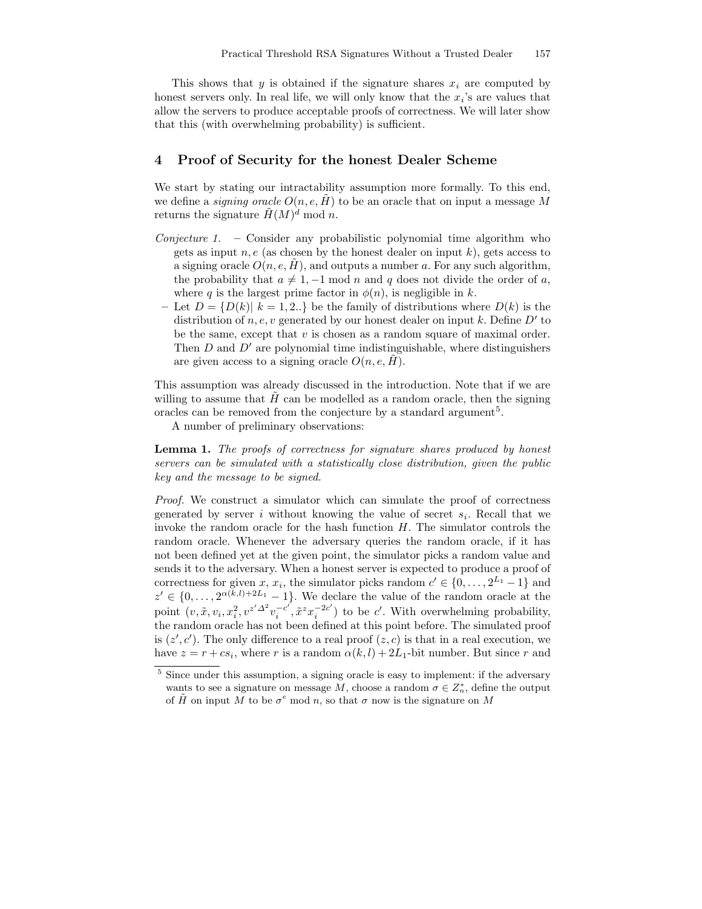This shows that $y$ is obtained if the signature shares $x_i$ are computed by honest servers only. In real life, we will only know that the $x_i$'s are values that allow the servers to produce acceptable proofs of correctness. We will later show that this (with overwhelming probability) is sufficient.

## 4 Proof of Security for the honest Dealer Scheme

We start by stating our intractability assumption more formally. To this end, we define a *signing oracle* $O(n, e, \tilde{H})$ to be an oracle that on input a message $M$ returns the signature $\tilde{H}(M)^d \bmod n$.

*Conjecture 1.*
- Consider any probabilistic polynomial time algorithm who gets as input $n, e$ (as chosen by the honest dealer on input $k$), gets access to a signing oracle $O(n, e, \tilde{H})$, and outputs a number $a$. For any such algorithm, the probability that $a \neq 1, -1 \bmod n$ and $q$ does not divide the order of $a$, where $q$ is the largest prime factor in $\phi(n)$, is negligible in $k$.
- Let $D = \{D(k)| \ k = 1, 2..\}$ be the family of distributions where $D(k)$ is the distribution of $n, e, v$ generated by our honest dealer on input $k$. Define $D'$ to be the same, except that $v$ is chosen as a random square of maximal order. Then $D$ and $D'$ are polynomial time indistinguishable, where distinguishers are given access to a signing oracle $O(n, e, \tilde{H})$.

This assumption was already discussed in the introduction. Note that if we are willing to assume that $\tilde{H}$ can be modelled as a random oracle, then the signing oracles can be removed from the conjecture by a standard argument[5].

A number of preliminary observations:

**Lemma 1.** *The proofs of correctness for signature shares produced by honest servers can be simulated with a statistically close distribution, given the public key and the message to be signed.*

*Proof.* We construct a simulator which can simulate the proof of correctness generated by server $i$ without knowing the value of secret $s_i$. Recall that we invoke the random oracle for the hash function $H$. The simulator controls the random oracle. Whenever the adversary queries the random oracle, if it has not been defined yet at the given point, the simulator picks a random value and sends it to the adversary. When a honest server is expected to produce a proof of correctness for given $x$, $x_i$, the simulator picks random $c' \in \{0, \ldots, 2^{L_1} - 1\}$ and $z' \in \{0, \ldots, 2^{\alpha(k,l)+2L_1} - 1\}$. We declare the value of the random oracle at the point $(v, \tilde{x}, v_i, x_i^2, v^{z'\Delta^2} v_i^{-c'}, \tilde{x}^z x_i^{-2c'})$ to be $c'$. With overwhelming probability, the random oracle has not been defined at this point before. The simulated proof is $(z', c')$. The only difference to a real proof $(z, c)$ is that in a real execution, we have $z = r + cs_i$, where $r$ is a random $\alpha(k, l) + 2L_1$-bit number. But since $r$ and

[5] Since under this assumption, a signing oracle is easy to implement: if the adversary wants to see a signature on message $M$, choose a random $\sigma \in Z_n^*$, define the output of $\tilde{H}$ on input $M$ to be $\sigma^e \bmod n$, so that $\sigma$ now is the signature on $M$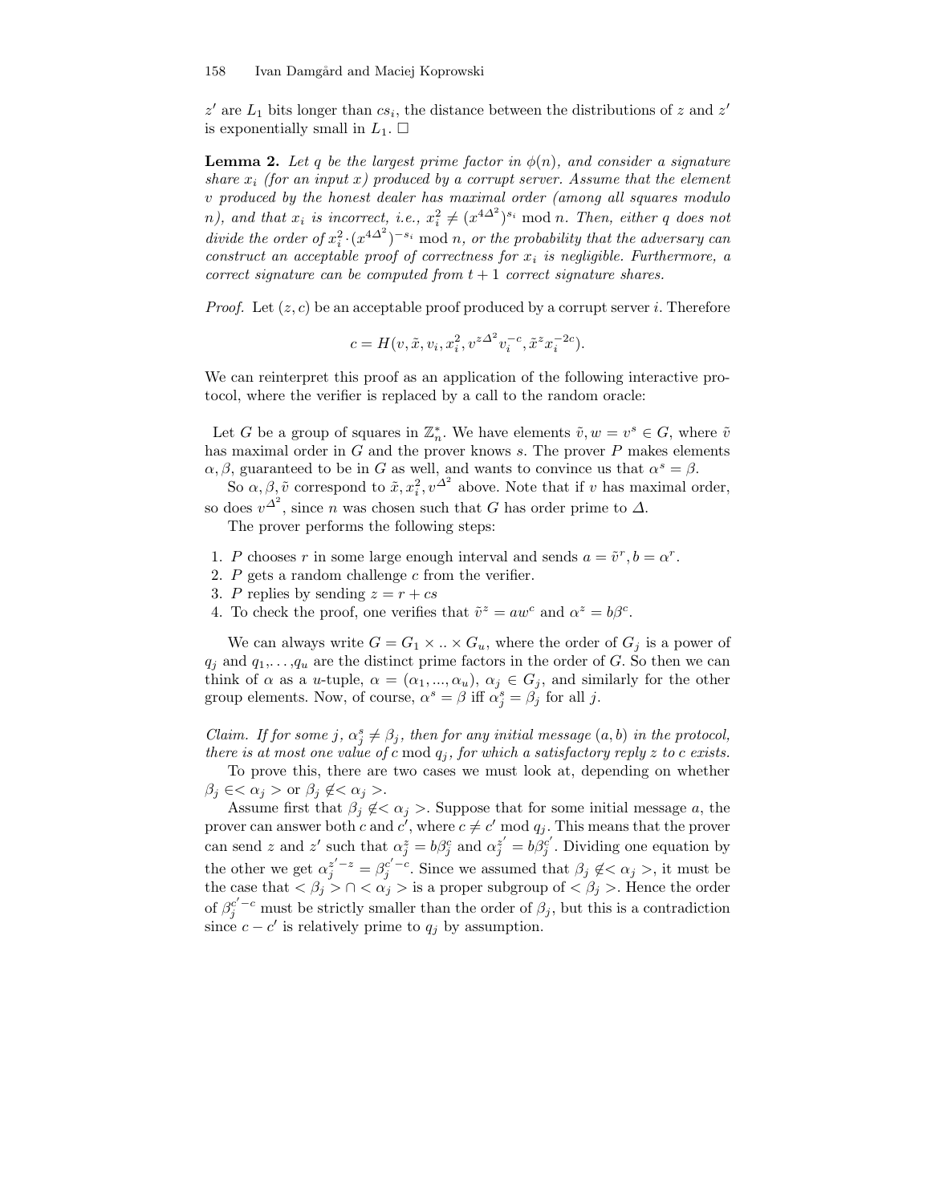$z'$ are $L_1$ bits longer than $cs_i$, the distance between the distributions of $z$ and $z'$ is exponentially small in $L_1$. □

**Lemma 2.** *Let $q$ be the largest prime factor in $\phi(n)$, and consider a signature share $x_i$ (for an input $x$) produced by a corrupt server. Assume that the element $v$ produced by the honest dealer has maximal order (among all squares modulo $n$), and that $x_i$ is incorrect, i.e., $x_i^2 \neq (x^{4\Delta^2})^{s_i} \bmod n$. Then, either $q$ does not divide the order of $x_i^2 \cdot (x^{4\Delta^2})^{-s_i} \bmod n$, or the probability that the adversary can construct an acceptable proof of correctness for $x_i$ is negligible. Furthermore, a correct signature can be computed from $t+1$ correct signature shares.*

*Proof.* Let $(z, c)$ be an acceptable proof produced by a corrupt server $i$. Therefore

$$c = H(v, \tilde{x}, v_i, x_i^2, v^{z\Delta^2} v_i^{-c}, \tilde{x}^z x_i^{-2c}).$$

We can reinterpret this proof as an application of the following interactive protocol, where the verifier is replaced by a call to the random oracle:

Let $G$ be a group of squares in $\mathbb{Z}_n^*$. We have elements $\tilde{v}, w = v^s \in G$, where $\tilde{v}$ has maximal order in $G$ and the prover knows $s$. The prover $P$ makes elements $\alpha, \beta$, guaranteed to be in $G$ as well, and wants to convince us that $\alpha^s = \beta$.

So $\alpha, \beta, \tilde{v}$ correspond to $\tilde{x}, x_i^2, v^{\Delta^2}$ above. Note that if $v$ has maximal order, so does $v^{\Delta^2}$, since $n$ was chosen such that $G$ has order prime to $\Delta$.

The prover performs the following steps:

1. $P$ chooses $r$ in some large enough interval and sends $a = \tilde{v}^r, b = \alpha^r$.
2. $P$ gets a random challenge $c$ from the verifier.
3. $P$ replies by sending $z = r + cs$
4. To check the proof, one verifies that $\tilde{v}^z = aw^c$ and $\alpha^z = b\beta^c$.

We can always write $G = G_1 \times .. \times G_u$, where the order of $G_j$ is a power of $q_j$ and $q_1, \ldots, q_u$ are the distinct prime factors in the order of $G$. So then we can think of $\alpha$ as a $u$-tuple, $\alpha = (\alpha_1, ..., \alpha_u)$, $\alpha_j \in G_j$, and similarly for the other group elements. Now, of course, $\alpha^s = \beta$ iff $\alpha_j^s = \beta_j$ for all $j$.

*Claim. If for some $j$, $\alpha_j^s \neq \beta_j$, then for any initial message $(a, b)$ in the protocol, there is at most one value of $c \bmod q_j$, for which a satisfactory reply $z$ to $c$ exists.*

To prove this, there are two cases we must look at, depending on whether $\beta_j \in <\alpha_j>$ or $\beta_j \notin <\alpha_j>$.

Assume first that $\beta_j \notin <\alpha_j>$. Suppose that for some initial message $a$, the prover can answer both $c$ and $c'$, where $c \neq c' \bmod q_j$. This means that the prover can send $z$ and $z'$ such that $\alpha_j^z = b\beta_j^c$ and $\alpha_j^{z'} = b\beta_j^{c'}$. Dividing one equation by the other we get $\alpha_j^{z'-z} = \beta_j^{c'-c}$. Since we assumed that $\beta_j \notin <\alpha_j>$, it must be the case that $<\beta_j> \cap <\alpha_j>$ is a proper subgroup of $<\beta_j>$. Hence the order of $\beta_j^{c'-c}$ must be strictly smaller than the order of $\beta_j$, but this is a contradiction since $c - c'$ is relatively prime to $q_j$ by assumption.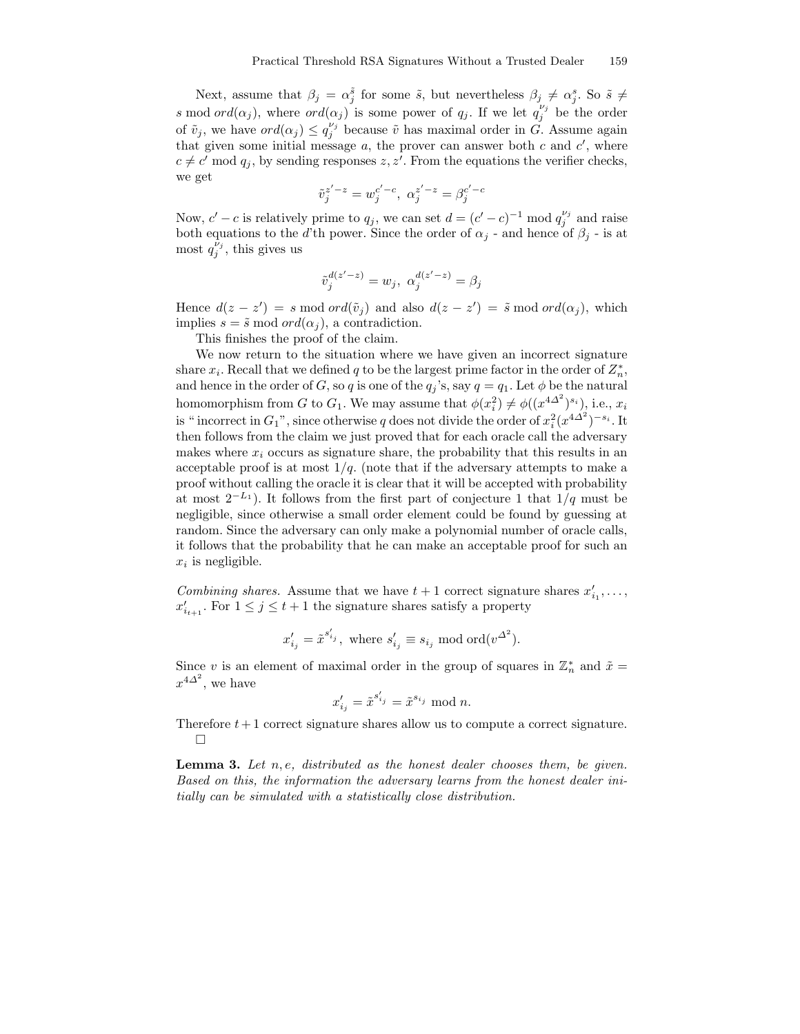Next, assume that $\beta_j = \alpha_j^{\tilde{s}}$ for some $\tilde{s}$, but nevertheless $\beta_j \neq \alpha_j^s$. So $\tilde{s} \neq s \bmod ord(\alpha_j)$, where $ord(\alpha_j)$ is some power of $q_j$. If we let $q_j^{\nu_j}$ be the order of $\tilde{v}_j$, we have $ord(\alpha_j) \leq q_j^{\nu_j}$ because $\tilde{v}$ has maximal order in $G$. Assume again that given some initial message $a$, the prover can answer both $c$ and $c'$, where $c \neq c' \bmod q_j$, by sending responses $z, z'$. From the equations the verifier checks, we get

$$\tilde{v}_j^{z'-z} = w_j^{c'-c}, \ \alpha_j^{z'-z} = \beta_j^{c'-c}$$

Now, $c' - c$ is relatively prime to $q_j$, we can set $d = (c'-c)^{-1} \bmod q_j^{\nu_j}$ and raise both equations to the $d$'th power. Since the order of $\alpha_j$ - and hence of $\beta_j$ - is at most $q_j^{\nu_j}$, this gives us

$$\tilde{v}_j^{d(z'-z)} = w_j, \ \alpha_j^{d(z'-z)} = \beta_j$$

Hence $d(z - z') = s \bmod ord(\tilde{v}_j)$ and also $d(z - z') = \tilde{s} \bmod ord(\alpha_j)$, which implies $s = \tilde{s} \bmod ord(\alpha_j)$, a contradiction.

This finishes the proof of the claim.

We now return to the situation where we have given an incorrect signature share $x_i$. Recall that we defined $q$ to be the largest prime factor in the order of $Z_n^*$, and hence in the order of $G$, so $q$ is one of the $q_j$'s, say $q = q_1$. Let $\phi$ be the natural homomorphism from $G$ to $G_1$. We may assume that $\phi(x_i^2) \neq \phi((x^{4\Delta^2})^{s_i})$, i.e., $x_i$ is "incorrect in $G_1$", since otherwise $q$ does not divide the order of $x_i^2(x^{4\Delta^2})^{-s_i}$. It then follows from the claim we just proved that for each oracle call the adversary makes where $x_i$ occurs as signature share, the probability that this results in an acceptable proof is at most $1/q$. (note that if the adversary attempts to make a proof without calling the oracle it is clear that it will be accepted with probability at most $2^{-L_1}$). It follows from the first part of conjecture 1 that $1/q$ must be negligible, since otherwise a small order element could be found by guessing at random. Since the adversary can only make a polynomial number of oracle calls, it follows that the probability that he can make an acceptable proof for such an $x_i$ is negligible.

*Combining shares.* Assume that we have $t+1$ correct signature shares $x'_{i_1}, \ldots, x'_{i_{t+1}}$. For $1 \leq j \leq t+1$ the signature shares satisfy a property

$$x'_{i_j} = \tilde{x}^{s'_{i_j}}, \text{ where } s'_{i_j} \equiv s_{i_j} \bmod \text{ord}(v^{\Delta^2}).$$

Since $v$ is an element of maximal order in the group of squares in $\mathbb{Z}_n^*$ and $\tilde{x} = x^{4\Delta^2}$, we have

$$x'_{i_j} = \tilde{x}^{s'_{i_j}} = \tilde{x}^{s_{i_j}} \bmod n.$$

Therefore $t+1$ correct signature shares allow us to compute a correct signature. □

**Lemma 3.** *Let $n, e$, distributed as the honest dealer chooses them, be given. Based on this, the information the adversary learns from the honest dealer initially can be simulated with a statistically close distribution.*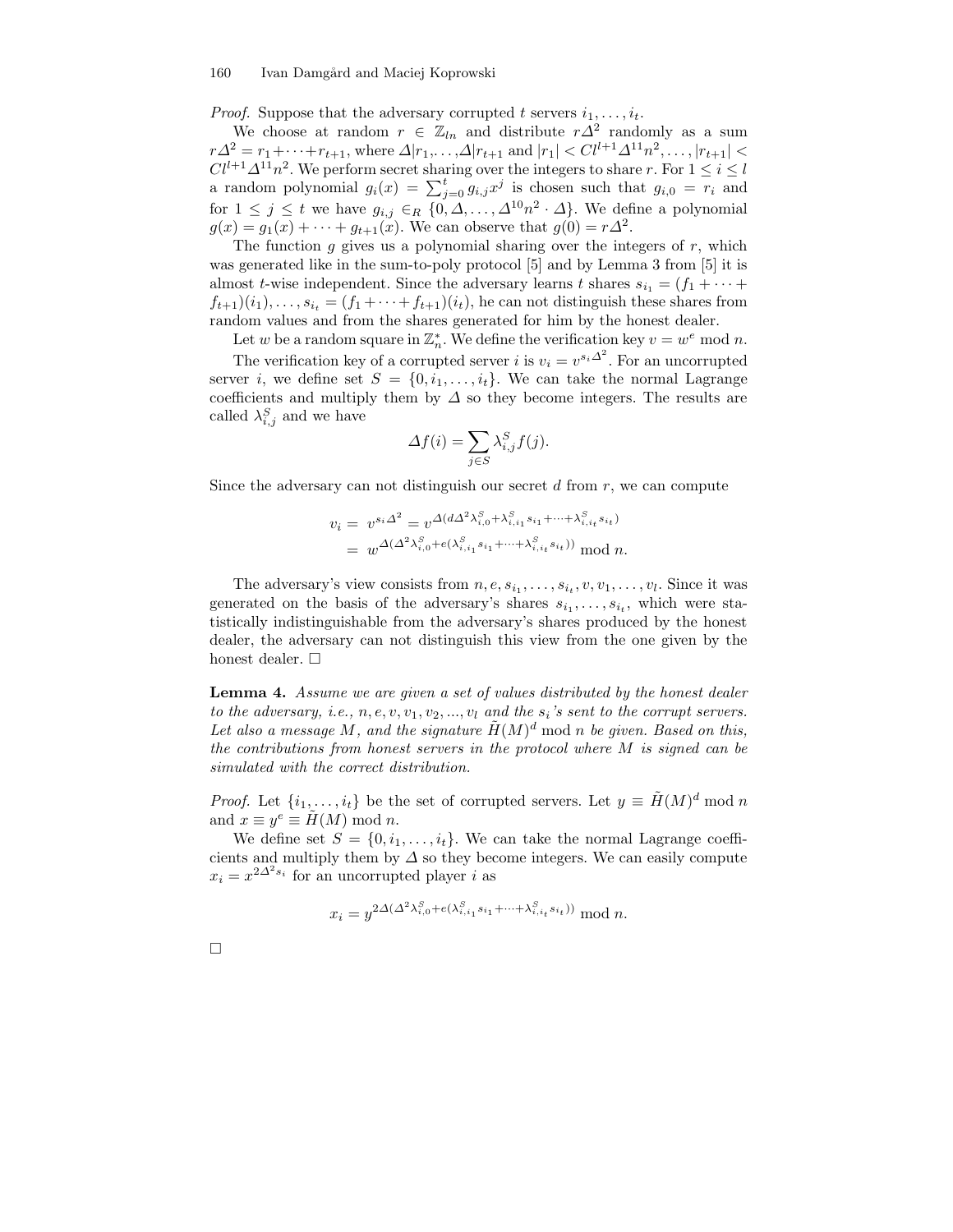*Proof.* Suppose that the adversary corrupted $t$ servers $i_1, \ldots, i_t$.

We choose at random $r \in \mathbb{Z}_{ln}$ and distribute $r\Delta^2$ randomly as a sum $r\Delta^2 = r_1 + \cdots + r_{t+1}$, where $\Delta | r_1, \ldots, \Delta | r_{t+1}$ and $|r_1| < Cl^{l+1}\Delta^{11}n^2, \ldots, |r_{t+1}| < Cl^{l+1}\Delta^{11}n^2$. We perform secret sharing over the integers to share $r$. For $1 \leq i \leq l$ a random polynomial $g_i(x) = \sum_{j=0}^{t} g_{i,j}x^j$ is chosen such that $g_{i,0} = r_i$ and for $1 \leq j \leq t$ we have $g_{i,j} \in_R \{0, \Delta, \ldots, \Delta^{10}n^2 \cdot \Delta\}$. We define a polynomial $g(x) = g_1(x) + \cdots + g_{t+1}(x)$. We can observe that $g(0) = r\Delta^2$.

The function $g$ gives us a polynomial sharing over the integers of $r$, which was generated like in the sum-to-poly protocol [5] and by Lemma 3 from [5] it is almost $t$-wise independent. Since the adversary learns $t$ shares $s_{i_1} = (f_1 + \cdots + f_{t+1})(i_1), \ldots, s_{i_t} = (f_1 + \cdots + f_{t+1})(i_t)$, he can not distinguish these shares from random values and from the shares generated for him by the honest dealer.

Let $w$ be a random square in $\mathbb{Z}_n^*$. We define the verification key $v = w^e \bmod n$.

The verification key of a corrupted server $i$ is $v_i = v^{s_i\Delta^2}$. For an uncorrupted server $i$, we define set $S = \{0, i_1, \ldots, i_t\}$. We can take the normal Lagrange coefficients and multiply them by $\Delta$ so they become integers. The results are called $\lambda^S_{i,j}$ and we have

$$\Delta f(i) = \sum_{j \in S} \lambda^S_{i,j} f(j).$$

Since the adversary can not distinguish our secret $d$ from $r$, we can compute

$$\begin{aligned} v_i &= v^{s_i\Delta^2} = v^{\Delta(d\Delta^2\lambda^S_{i,0} + \lambda^S_{i,i_1}s_{i_1} + \cdots + \lambda^S_{i,i_t}s_{i_t})} \\ &= w^{\Delta(\Delta^2\lambda^S_{i,0} + e(\lambda^S_{i,i_1}s_{i_1} + \cdots + \lambda^S_{i,i_t}s_{i_t}))} \bmod n. \end{aligned}$$

The adversary's view consists from $n, e, s_{i_1}, \ldots, s_{i_t}, v, v_1, \ldots, v_l$. Since it was generated on the basis of the adversary's shares $s_{i_1}, \ldots, s_{i_t}$, which were statistically indistinguishable from the adversary's shares produced by the honest dealer, the adversary can not distinguish this view from the one given by the honest dealer. □

**Lemma 4.** *Assume we are given a set of values distributed by the honest dealer to the adversary, i.e., $n, e, v, v_1, v_2, ..., v_l$ and the $s_i$'s sent to the corrupt servers. Let also a message $M$, and the signature $\tilde{H}(M)^d \bmod n$ be given. Based on this, the contributions from honest servers in the protocol where $M$ is signed can be simulated with the correct distribution.*

*Proof.* Let $\{i_1, \ldots, i_t\}$ be the set of corrupted servers. Let $y \equiv \tilde{H}(M)^d \bmod n$ and $x \equiv y^e \equiv \tilde{H}(M) \bmod n$.

We define set $S = \{0, i_1, \ldots, i_t\}$. We can take the normal Lagrange coefficients and multiply them by $\Delta$ so they become integers. We can easily compute $x_i = x^{2\Delta^2 s_i}$ for an uncorrupted player $i$ as

$$x_i = y^{2\Delta(\Delta^2\lambda^S_{i,0} + e(\lambda^S_{i,i_1}s_{i_1} + \cdots + \lambda^S_{i,i_t}s_{i_t}))} \bmod n.$$

□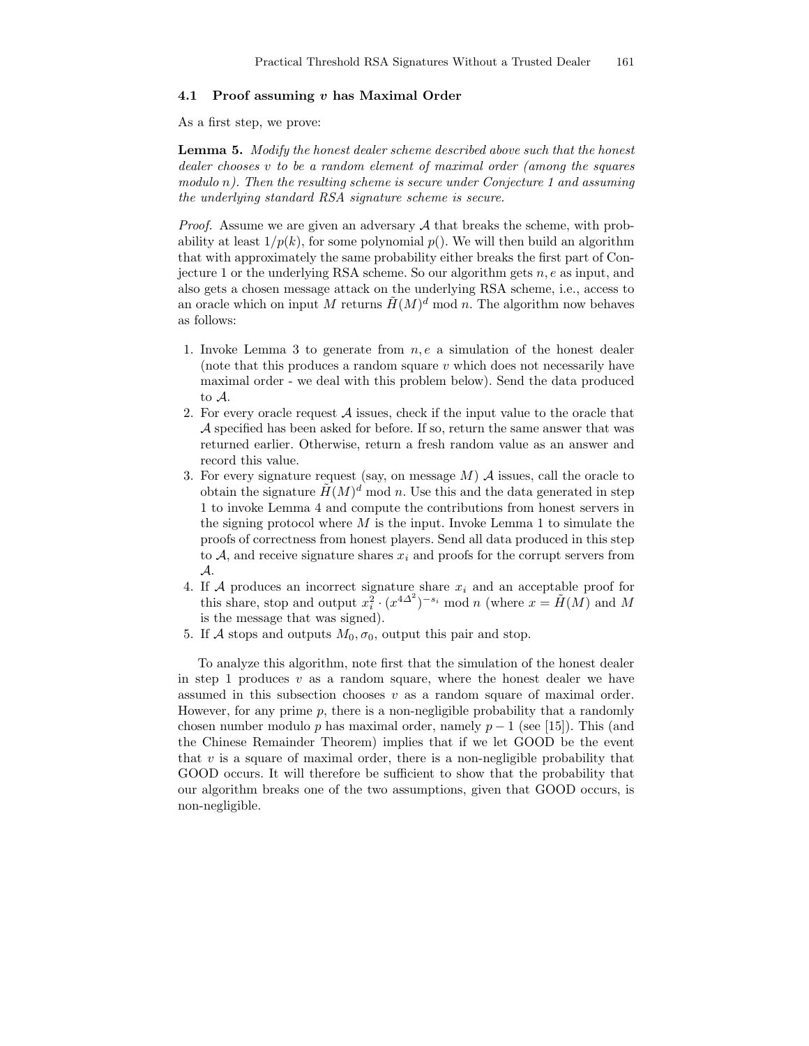### 4.1 Proof assuming $v$ has Maximal Order

As a first step, we prove:

**Lemma 5.** *Modify the honest dealer scheme described above such that the honest dealer chooses $v$ to be a random element of maximal order (among the squares modulo $n$). Then the resulting scheme is secure under Conjecture 1 and assuming the underlying standard RSA signature scheme is secure.*

*Proof.* Assume we are given an adversary $\mathcal{A}$ that breaks the scheme, with probability at least $1/p(k)$, for some polynomial $p()$. We will then build an algorithm that with approximately the same probability either breaks the first part of Conjecture 1 or the underlying RSA scheme. So our algorithm gets $n, e$ as input, and also gets a chosen message attack on the underlying RSA scheme, i.e., access to an oracle which on input $M$ returns $\tilde{H}(M)^d \bmod n$. The algorithm now behaves as follows:

1. Invoke Lemma 3 to generate from $n, e$ a simulation of the honest dealer (note that this produces a random square $v$ which does not necessarily have maximal order - we deal with this problem below). Send the data produced to $\mathcal{A}$.
2. For every oracle request $\mathcal{A}$ issues, check if the input value to the oracle that $\mathcal{A}$ specified has been asked for before. If so, return the same answer that was returned earlier. Otherwise, return a fresh random value as an answer and record this value.
3. For every signature request (say, on message $M$) $\mathcal{A}$ issues, call the oracle to obtain the signature $\tilde{H}(M)^d \bmod n$. Use this and the data generated in step 1 to invoke Lemma 4 and compute the contributions from honest servers in the signing protocol where $M$ is the input. Invoke Lemma 1 to simulate the proofs of correctness from honest players. Send all data produced in this step to $\mathcal{A}$, and receive signature shares $x_i$ and proofs for the corrupt servers from $\mathcal{A}$.
4. If $\mathcal{A}$ produces an incorrect signature share $x_i$ and an acceptable proof for this share, stop and output $x_i^2 \cdot (x^{4\Delta^2})^{-s_i} \bmod n$ (where $x = \tilde{H}(M)$ and $M$ is the message that was signed).
5. If $\mathcal{A}$ stops and outputs $M_0, \sigma_0$, output this pair and stop.

To analyze this algorithm, note first that the simulation of the honest dealer in step 1 produces $v$ as a random square, where the honest dealer we have assumed in this subsection chooses $v$ as a random square of maximal order. However, for any prime $p$, there is a non-negligible probability that a randomly chosen number modulo $p$ has maximal order, namely $p-1$ (see [15]). This (and the Chinese Remainder Theorem) implies that if we let GOOD be the event that $v$ is a square of maximal order, there is a non-negligible probability that GOOD occurs. It will therefore be sufficient to show that the probability that our algorithm breaks one of the two assumptions, given that GOOD occurs, is non-negligible.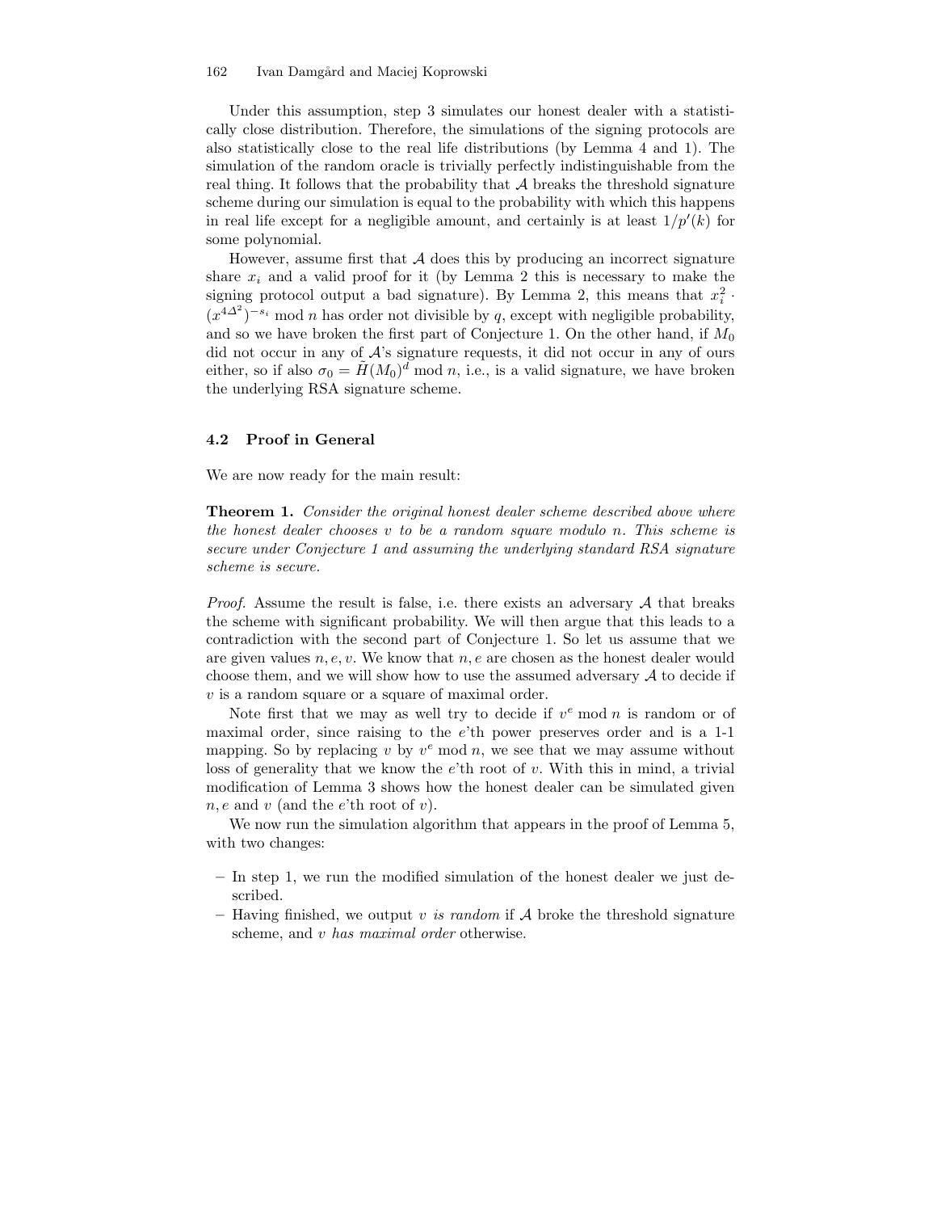Under this assumption, step 3 simulates our honest dealer with a statistically close distribution. Therefore, the simulations of the signing protocols are also statistically close to the real life distributions (by Lemma 4 and 1). The simulation of the random oracle is trivially perfectly indistinguishable from the real thing. It follows that the probability that $\mathcal{A}$ breaks the threshold signature scheme during our simulation is equal to the probability with which this happens in real life except for a negligible amount, and certainly is at least $1/p'(k)$ for some polynomial.

However, assume first that $\mathcal{A}$ does this by producing an incorrect signature share $x_i$ and a valid proof for it (by Lemma 2 this is necessary to make the signing protocol output a bad signature). By Lemma 2, this means that $x_i^2 \cdot (x^{4\Delta^2})^{-s_i} \bmod n$ has order not divisible by $q$, except with negligible probability, and so we have broken the first part of Conjecture 1. On the other hand, if $M_0$ did not occur in any of $\mathcal{A}$'s signature requests, it did not occur in any of ours either, so if also $\sigma_0 = \bar{H}(M_0)^d \bmod n$, i.e., is a valid signature, we have broken the underlying RSA signature scheme.

### 4.2 Proof in General

We are now ready for the main result:

**Theorem 1.** *Consider the original honest dealer scheme described above where the honest dealer chooses $v$ to be a random square modulo $n$. This scheme is secure under Conjecture 1 and assuming the underlying standard RSA signature scheme is secure.*

*Proof.* Assume the result is false, i.e. there exists an adversary $\mathcal{A}$ that breaks the scheme with significant probability. We will then argue that this leads to a contradiction with the second part of Conjecture 1. So let us assume that we are given values $n, e, v$. We know that $n, e$ are chosen as the honest dealer would choose them, and we will show how to use the assumed adversary $\mathcal{A}$ to decide if $v$ is a random square or a square of maximal order.

Note first that we may as well try to decide if $v^e \bmod n$ is random or of maximal order, since raising to the $e$'th power preserves order and is a 1-1 mapping. So by replacing $v$ by $v^e \bmod n$, we see that we may assume without loss of generality that we know the $e$'th root of $v$. With this in mind, a trivial modification of Lemma 3 shows how the honest dealer can be simulated given $n, e$ and $v$ (and the $e$'th root of $v$).

We now run the simulation algorithm that appears in the proof of Lemma 5, with two changes:

- In step 1, we run the modified simulation of the honest dealer we just described.
- Having finished, we output *$v$ is random* if $\mathcal{A}$ broke the threshold signature scheme, and *$v$ has maximal order* otherwise.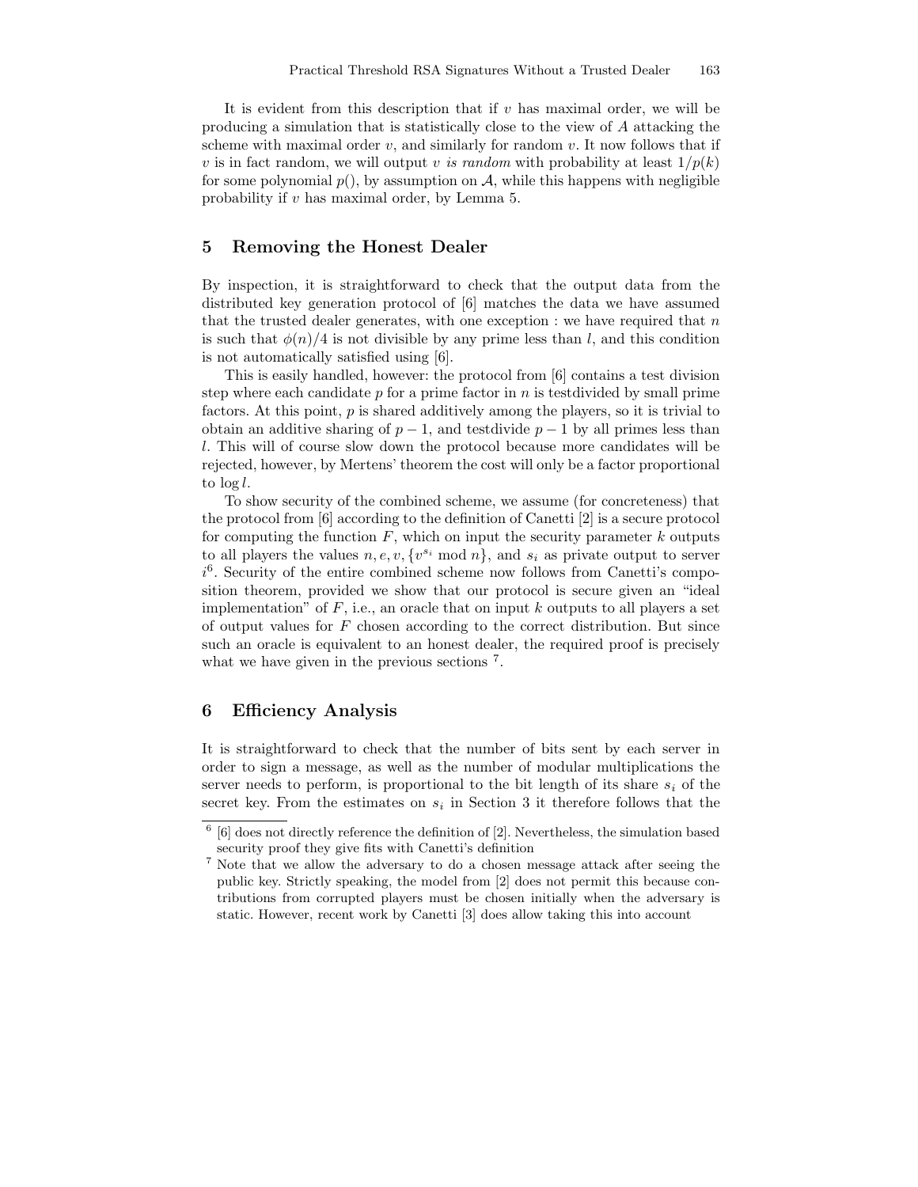It is evident from this description that if $v$ has maximal order, we will be producing a simulation that is statistically close to the view of $A$ attacking the scheme with maximal order $v$, and similarly for random $v$. It now follows that if $v$ is in fact random, we will output $v$ *is random* with probability at least $1/p(k)$ for some polynomial $p()$, by assumption on $\mathcal{A}$, while this happens with negligible probability if $v$ has maximal order, by Lemma 5.

## 5 Removing the Honest Dealer

By inspection, it is straightforward to check that the output data from the distributed key generation protocol of [6] matches the data we have assumed that the trusted dealer generates, with one exception : we have required that $n$ is such that $\phi(n)/4$ is not divisible by any prime less than $l$, and this condition is not automatically satisfied using [6].

This is easily handled, however: the protocol from [6] contains a test division step where each candidate $p$ for a prime factor in $n$ is testdivided by small prime factors. At this point, $p$ is shared additively among the players, so it is trivial to obtain an additive sharing of $p-1$, and testdivide $p-1$ by all primes less than $l$. This will of course slow down the protocol because more candidates will be rejected, however, by Mertens' theorem the cost will only be a factor proportional to $\log l$.

To show security of the combined scheme, we assume (for concreteness) that the protocol from [6] according to the definition of Canetti [2] is a secure protocol for computing the function $F$, which on input the security parameter $k$ outputs to all players the values $n, e, v, \{v^{s_i} \bmod n\}$, and $s_i$ as private output to server $i$[6]. Security of the entire combined scheme now follows from Canetti's composition theorem, provided we show that our protocol is secure given an "ideal implementation" of $F$, i.e., an oracle that on input $k$ outputs to all players a set of output values for $F$ chosen according to the correct distribution. But since such an oracle is equivalent to an honest dealer, the required proof is precisely what we have given in the previous sections [7].

## 6 Efficiency Analysis

It is straightforward to check that the number of bits sent by each server in order to sign a message, as well as the number of modular multiplications the server needs to perform, is proportional to the bit length of its share $s_i$ of the secret key. From the estimates on $s_i$ in Section 3 it therefore follows that the

---

[6] [6] does not directly reference the definition of [2]. Nevertheless, the simulation based security proof they give fits with Canetti's definition

[7] Note that we allow the adversary to do a chosen message attack after seeing the public key. Strictly speaking, the model from [2] does not permit this because contributions from corrupted players must be chosen initially when the adversary is static. However, recent work by Canetti [3] does allow taking this into account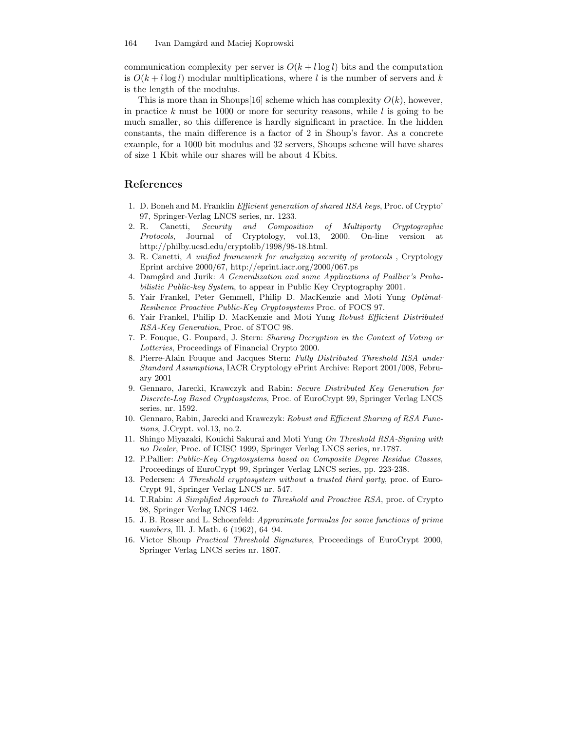communication complexity per server is $O(k + l \log l)$ bits and the computation is $O(k + l \log l)$ modular multiplications, where $l$ is the number of servers and $k$ is the length of the modulus.

This is more than in Shoups[16] scheme which has complexity $O(k)$, however, in practice $k$ must be 1000 or more for security reasons, while $l$ is going to be much smaller, so this difference is hardly significant in practice. In the hidden constants, the main difference is a factor of 2 in Shoup's favor. As a concrete example, for a 1000 bit modulus and 32 servers, Shoups scheme will have shares of size 1 Kbit while our shares will be about 4 Kbits.

## References

1. D. Boneh and M. Franklin *Efficient generation of shared RSA keys*, Proc. of Crypto' 97, Springer-Verlag LNCS series, nr. 1233.
2. R. Canetti, *Security and Composition of Multiparty Cryptographic Protocols*, Journal of Cryptology, vol.13, 2000. On-line version at http://philby.ucsd.edu/cryptolib/1998/98-18.html.
3. R. Canetti, *A unified framework for analyzing security of protocols* , Cryptology Eprint archive 2000/67, http://eprint.iacr.org/2000/067.ps
4. Damgård and Jurik: *A Generalization and some Applications of Paillier's Probabilistic Public-key System*, to appear in Public Key Cryptography 2001.
5. Yair Frankel, Peter Gemmell, Philip D. MacKenzie and Moti Yung *Optimal-Resilience Proactive Public-Key Cryptosystems* Proc. of FOCS 97.
6. Yair Frankel, Philip D. MacKenzie and Moti Yung *Robust Efficient Distributed RSA-Key Generation*, Proc. of STOC 98.
7. P. Fouque, G. Poupard, J. Stern: *Sharing Decryption in the Context of Voting or Lotteries*, Proceedings of Financial Crypto 2000.
8. Pierre-Alain Fouque and Jacques Stern: *Fully Distributed Threshold RSA under Standard Assumptions*, IACR Cryptology ePrint Archive: Report 2001/008, February 2001
9. Gennaro, Jarecki, Krawczyk and Rabin: *Secure Distributed Key Generation for Discrete-Log Based Cryptosystems*, Proc. of EuroCrypt 99, Springer Verlag LNCS series, nr. 1592.
10. Gennaro, Rabin, Jarecki and Krawczyk: *Robust and Efficient Sharing of RSA Functions*, J.Crypt. vol.13, no.2.
11. Shingo Miyazaki, Kouichi Sakurai and Moti Yung *On Threshold RSA-Signing with no Dealer*, Proc. of ICISC 1999, Springer Verlag LNCS series, nr.1787.
12. P.Pallier: *Public-Key Cryptosystems based on Composite Degree Residue Classes*, Proceedings of EuroCrypt 99, Springer Verlag LNCS series, pp. 223-238.
13. Pedersen: *A Threshold cryptosystem without a trusted third party*, proc. of EuroCrypt 91, Springer Verlag LNCS nr. 547.
14. T.Rabin: *A Simplified Approach to Threshold and Proactive RSA*, proc. of Crypto 98, Springer Verlag LNCS 1462.
15. J. B. Rosser and L. Schoenfeld: *Approximate formulas for some functions of prime numbers*, Ill. J. Math. 6 (1962), 64–94.
16. Victor Shoup *Practical Threshold Signatures*, Proceedings of EuroCrypt 2000, Springer Verlag LNCS series nr. 1807.